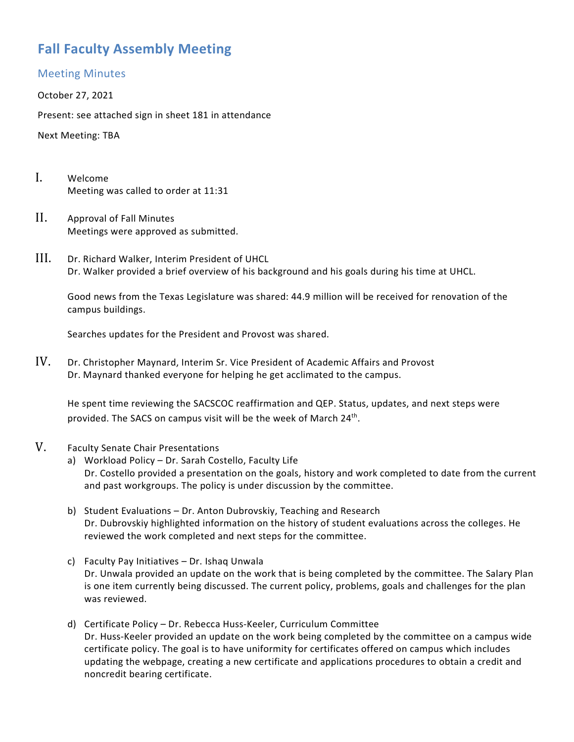# Fall Faculty Assembly Meeting

## Meeting Minutes

October 27, 2021

Present: see attached sign in sheet 181 in attendance

Next Meeting: TBA

I. Welcome
Meeting was called to order at 11:31

II. Approval of Fall Minutes
Meetings were approved as submitted.

III. Dr. Richard Walker, Interim President of UHCL
Dr. Walker provided a brief overview of his background and his goals during his time at UHCL.

Good news from the Texas Legislature was shared: 44.9 million will be received for renovation of the campus buildings.

Searches updates for the President and Provost was shared.

IV. Dr. Christopher Maynard, Interim Sr. Vice President of Academic Affairs and Provost
Dr. Maynard thanked everyone for helping he get acclimated to the campus.

He spent time reviewing the SACSCOC reaffirmation and QEP. Status, updates, and next steps were provided. The SACS on campus visit will be the week of March 24th.

V. Faculty Senate Chair Presentations

a) Workload Policy – Dr. Sarah Costello, Faculty Life
Dr. Costello provided a presentation on the goals, history and work completed to date from the current and past workgroups. The policy is under discussion by the committee.

b) Student Evaluations – Dr. Anton Dubrovskiy, Teaching and Research
Dr. Dubrovskiy highlighted information on the history of student evaluations across the colleges. He reviewed the work completed and next steps for the committee.

c) Faculty Pay Initiatives – Dr. Ishaq Unwala
Dr. Unwala provided an update on the work that is being completed by the committee. The Salary Plan is one item currently being discussed. The current policy, problems, goals and challenges for the plan was reviewed.

d) Certificate Policy – Dr. Rebecca Huss-Keeler, Curriculum Committee
Dr. Huss-Keeler provided an update on the work being completed by the committee on a campus wide certificate policy. The goal is to have uniformity for certificates offered on campus which includes updating the webpage, creating a new certificate and applications procedures to obtain a credit and noncredit bearing certificate.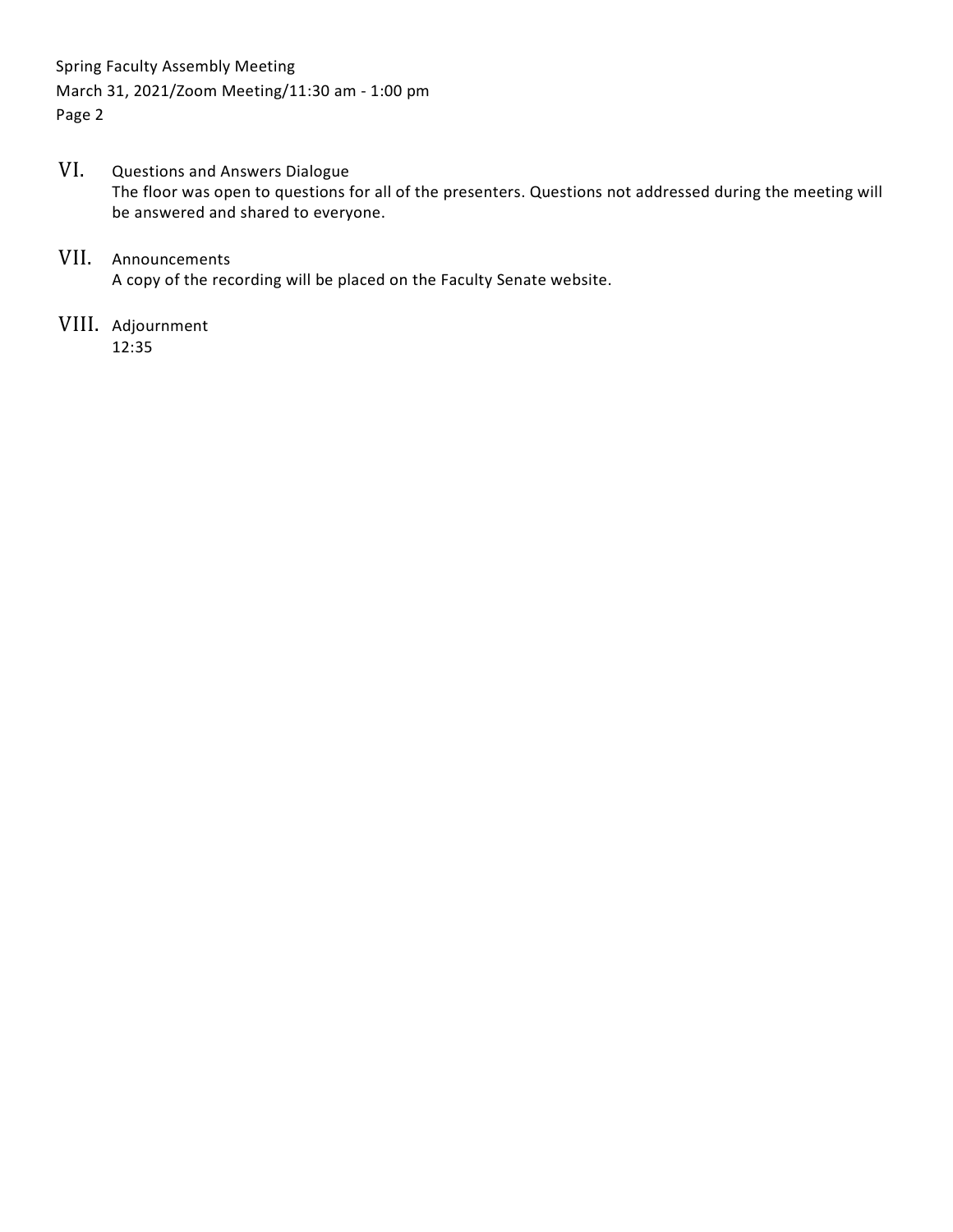## VI. Questions and Answers Dialogue

The floor was open to questions for all of the presenters. Questions not addressed during the meeting will be answered and shared to everyone.

## VII. Announcements

A copy of the recording will be placed on the Faculty Senate website.

## VIII. Adjournment

12:35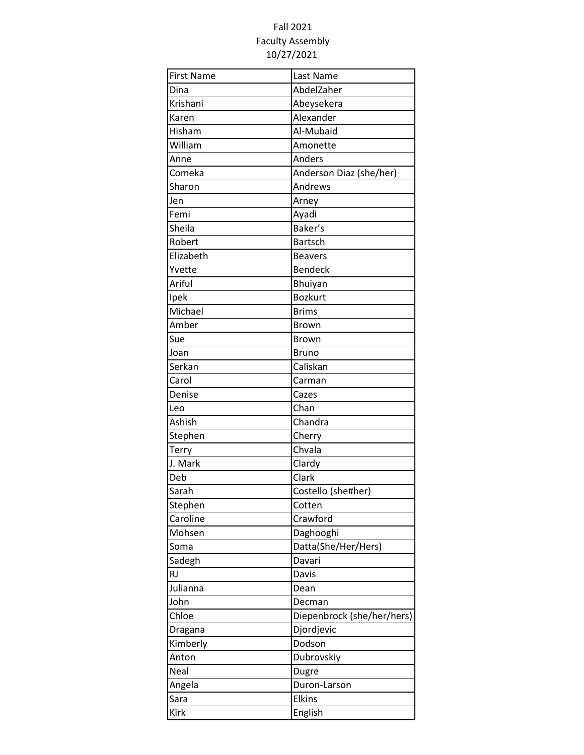Fall 2021
Faculty Assembly
10/27/2021

| First Name | Last Name |
| --- | --- |
| Dina | AbdelZaher |
| Krishani | Abeysekera |
| Karen | Alexander |
| Hisham | Al-Mubaid |
| William | Amonette |
| Anne | Anders |
| Comeka | Anderson Diaz (she/her) |
| Sharon | Andrews |
| Jen | Arney |
| Femi | Ayadi |
| Sheila | Baker's |
| Robert | Bartsch |
| Elizabeth | Beavers |
| Yvette | Bendeck |
| Ariful | Bhuiyan |
| Ipek | Bozkurt |
| Michael | Brims |
| Amber | Brown |
| Sue | Brown |
| Joan | Bruno |
| Serkan | Caliskan |
| Carol | Carman |
| Denise | Cazes |
| Leo | Chan |
| Ashish | Chandra |
| Stephen | Cherry |
| Terry | Chvala |
| J. Mark | Clardy |
| Deb | Clark |
| Sarah | Costello (she#her) |
| Stephen | Cotten |
| Caroline | Crawford |
| Mohsen | Daghooghi |
| Soma | Datta(She/Her/Hers) |
| Sadegh | Davari |
| RJ | Davis |
| Julianna | Dean |
| John | Decman |
| Chloe | Diepenbrock (she/her/hers) |
| Dragana | Djordjevic |
| Kimberly | Dodson |
| Anton | Dubrovskiy |
| Neal | Dugre |
| Angela | Duron-Larson |
| Sara | Elkins |
| Kirk | English |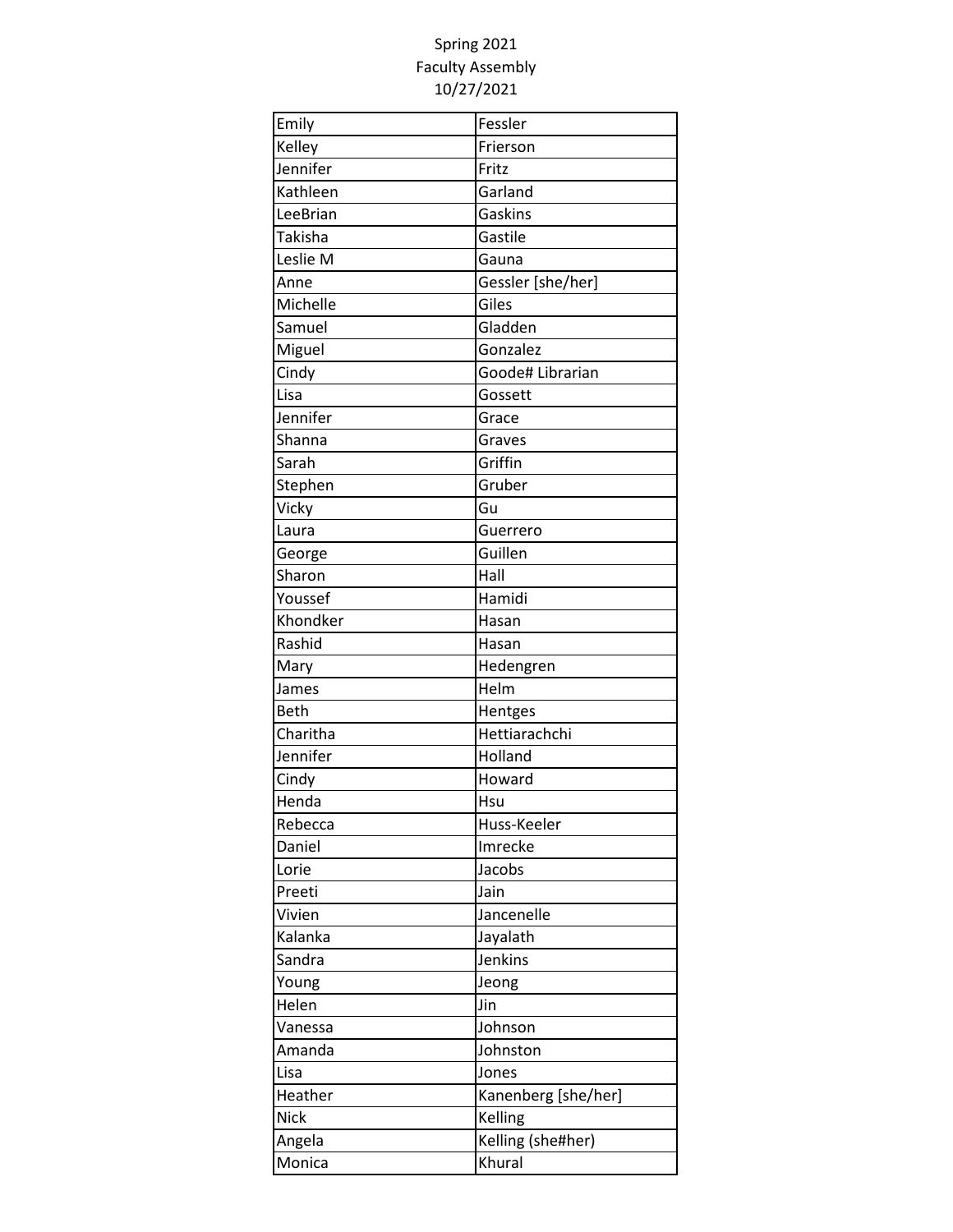Spring 2021
Faculty Assembly
10/27/2021

| | |
|---|---|
| Emily | Fessler |
| Kelley | Frierson |
| Jennifer | Fritz |
| Kathleen | Garland |
| LeeBrian | Gaskins |
| Takisha | Gastile |
| Leslie M | Gauna |
| Anne | Gessler [she/her] |
| Michelle | Giles |
| Samuel | Gladden |
| Miguel | Gonzalez |
| Cindy | Goode# Librarian |
| Lisa | Gossett |
| Jennifer | Grace |
| Shanna | Graves |
| Sarah | Griffin |
| Stephen | Gruber |
| Vicky | Gu |
| Laura | Guerrero |
| George | Guillen |
| Sharon | Hall |
| Youssef | Hamidi |
| Khondker | Hasan |
| Rashid | Hasan |
| Mary | Hedengren |
| James | Helm |
| Beth | Hentges |
| Charitha | Hettiarachchi |
| Jennifer | Holland |
| Cindy | Howard |
| Henda | Hsu |
| Rebecca | Huss-Keeler |
| Daniel | Imrecke |
| Lorie | Jacobs |
| Preeti | Jain |
| Vivien | Jancenelle |
| Kalanka | Jayalath |
| Sandra | Jenkins |
| Young | Jeong |
| Helen | Jin |
| Vanessa | Johnson |
| Amanda | Johnston |
| Lisa | Jones |
| Heather | Kanenberg [she/her] |
| Nick | Kelling |
| Angela | Kelling (she#her) |
| Monica | Khural |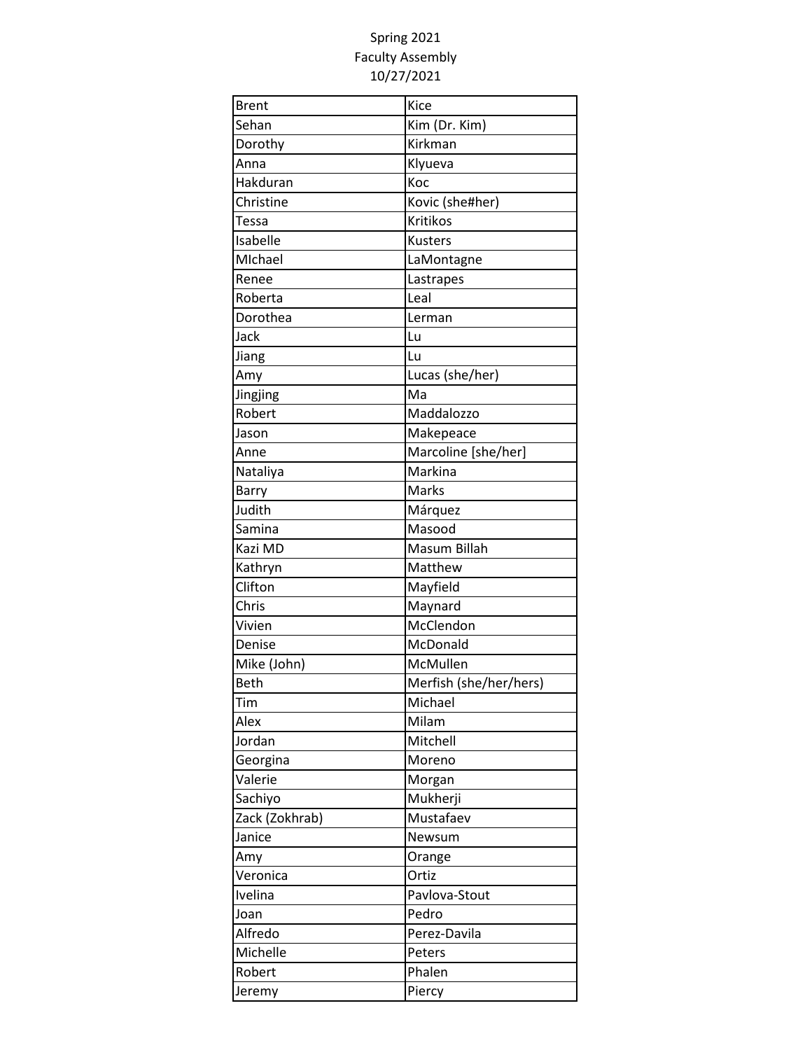Spring 2021
Faculty Assembly
10/27/2021

| Brent | Kice |
|---|---|
| Sehan | Kim (Dr. Kim) |
| Dorothy | Kirkman |
| Anna | Klyueva |
| Hakduran | Koc |
| Christine | Kovic (she#her) |
| Tessa | Kritikos |
| Isabelle | Kusters |
| MIchael | LaMontagne |
| Renee | Lastrapes |
| Roberta | Leal |
| Dorothea | Lerman |
| Jack | Lu |
| Jiang | Lu |
| Amy | Lucas (she/her) |
| Jingjing | Ma |
| Robert | Maddalozzo |
| Jason | Makepeace |
| Anne | Marcoline [she/her] |
| Nataliya | Markina |
| Barry | Marks |
| Judith | Márquez |
| Samina | Masood |
| Kazi MD | Masum Billah |
| Kathryn | Matthew |
| Clifton | Mayfield |
| Chris | Maynard |
| Vivien | McClendon |
| Denise | McDonald |
| Mike (John) | McMullen |
| Beth | Merfish (she/her/hers) |
| Tim | Michael |
| Alex | Milam |
| Jordan | Mitchell |
| Georgina | Moreno |
| Valerie | Morgan |
| Sachiyo | Mukherji |
| Zack (Zokhrab) | Mustafaev |
| Janice | Newsum |
| Amy | Orange |
| Veronica | Ortiz |
| Ivelina | Pavlova-Stout |
| Joan | Pedro |
| Alfredo | Perez-Davila |
| Michelle | Peters |
| Robert | Phalen |
| Jeremy | Piercy |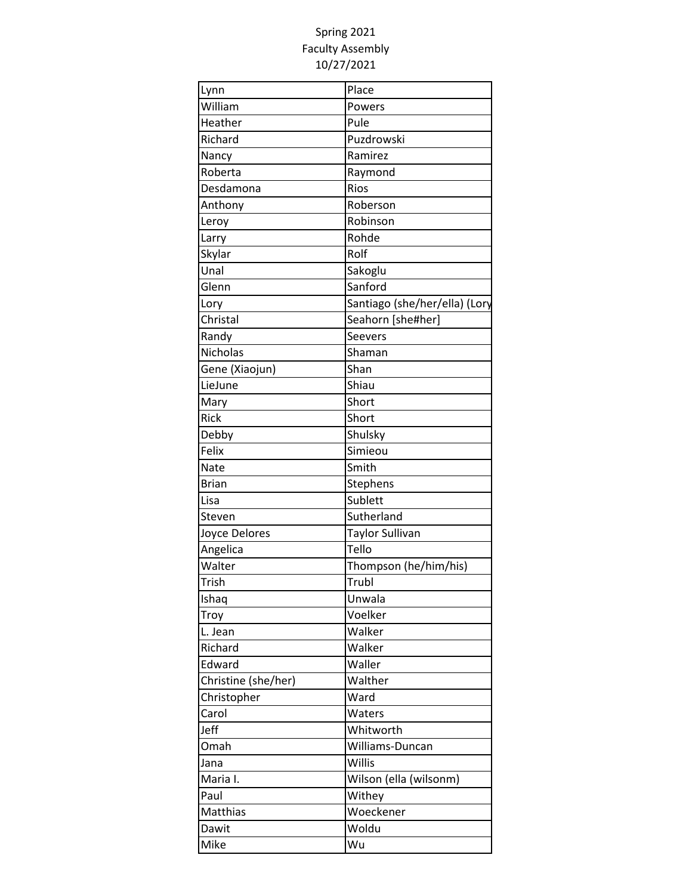Spring 2021
Faculty Assembly
10/27/2021

| | |
|---|---|
| Lynn | Place |
| William | Powers |
| Heather | Pule |
| Richard | Puzdrowski |
| Nancy | Ramirez |
| Roberta | Raymond |
| Desdamona | Rios |
| Anthony | Roberson |
| Leroy | Robinson |
| Larry | Rohde |
| Skylar | Rolf |
| Unal | Sakoglu |
| Glenn | Sanford |
| Lory | Santiago (she/her/ella) (Lory |
| Christal | Seahorn [she#her] |
| Randy | Seevers |
| Nicholas | Shaman |
| Gene (Xiaojun) | Shan |
| LieJune | Shiau |
| Mary | Short |
| Rick | Short |
| Debby | Shulsky |
| Felix | Simieou |
| Nate | Smith |
| Brian | Stephens |
| Lisa | Sublett |
| Steven | Sutherland |
| Joyce Delores | Taylor Sullivan |
| Angelica | Tello |
| Walter | Thompson (he/him/his) |
| Trish | Trubl |
| Ishaq | Unwala |
| Troy | Voelker |
| L. Jean | Walker |
| Richard | Walker |
| Edward | Waller |
| Christine (she/her) | Walther |
| Christopher | Ward |
| Carol | Waters |
| Jeff | Whitworth |
| Omah | Williams-Duncan |
| Jana | Willis |
| Maria I. | Wilson (ella (wilsonm) |
| Paul | Withey |
| Matthias | Woeckener |
| Dawit | Woldu |
| Mike | Wu |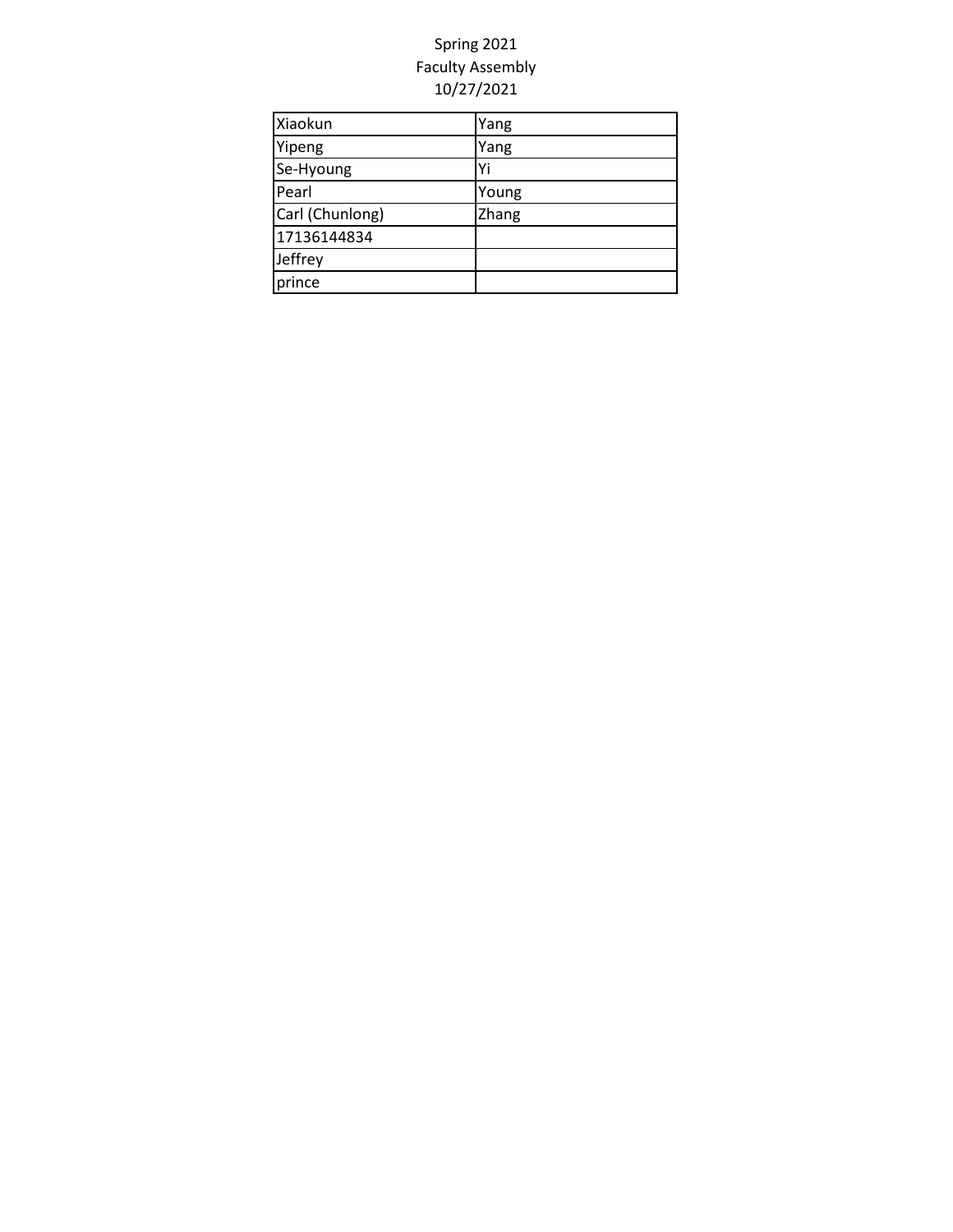Spring 2021
Faculty Assembly
10/27/2021

| | |
|---|---|
| Xiaokun | Yang |
| Yipeng | Yang |
| Se-Hyoung | Yi |
| Pearl | Young |
| Carl (Chunlong) | Zhang |
| 17136144834 | |
| Jeffrey | |
| prince | |